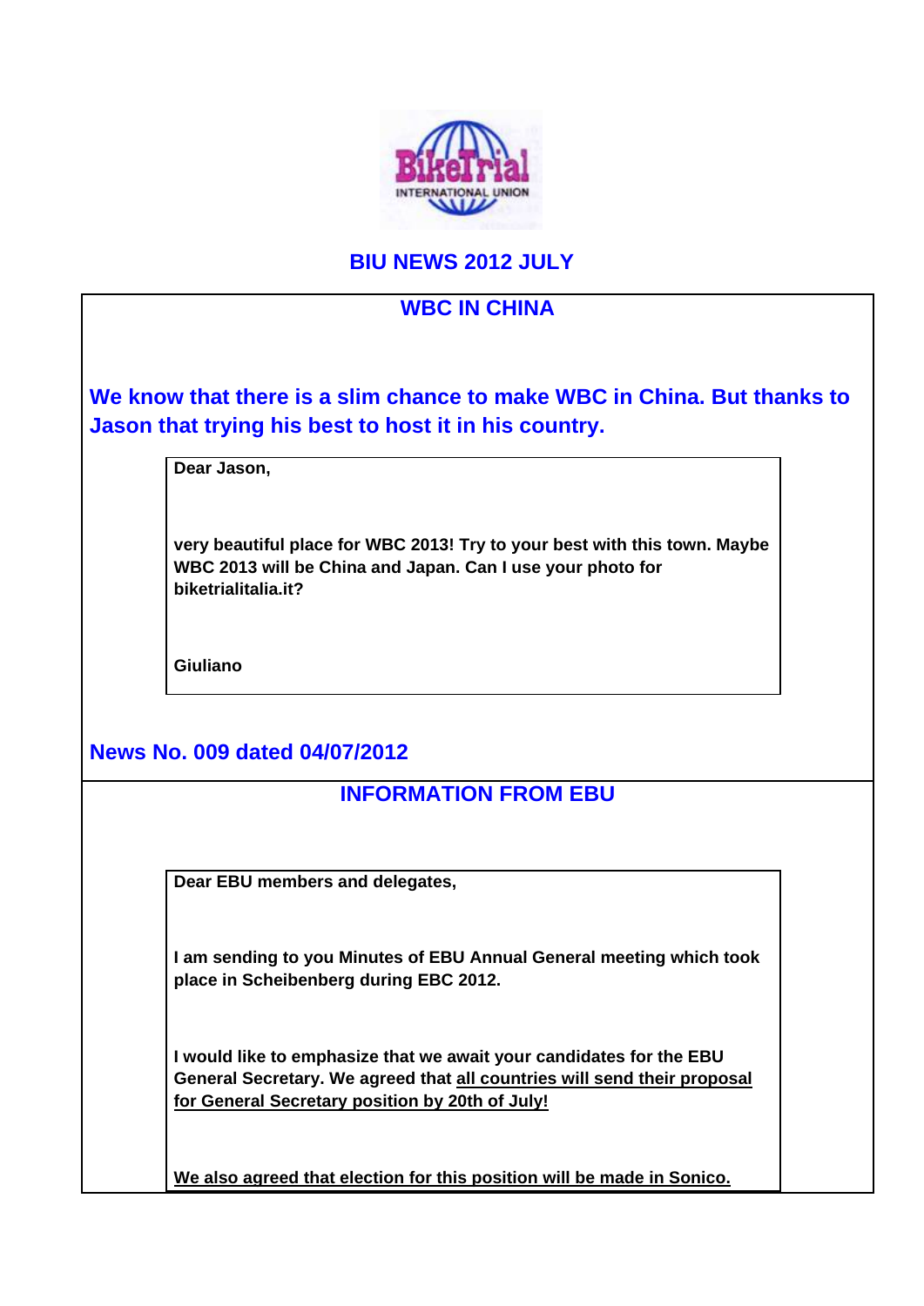# BIU NEWS 2012 JULY

## WBC IN CHINA

**We know that there is a slim chance to make WBC in China. But thanks to Jason that trying his best to host it in his country.**

> **Dear Jason,**
>
> **very beautiful place for WBC 2013! Try to your best with this town. Maybe WBC 2013 will be China and Japan. Can I use your photo for biketrialitalia.it?**
>
> **Giuliano**

**News No. 009 dated 04/07/2012**

## INFORMATION FROM EBU

> **Dear EBU members and delegates,**
>
> **I am sending to you Minutes of EBU Annual General meeting which took place in Scheibenberg during EBC 2012.**
>
> **I would like to emphasize that we await your candidates for the EBU General Secretary. We agreed that <u>all countries will send their proposal for General Secretary position by 20th of July!</u>**
>
> **<u>We also agreed that election for this position will be made in Sonico.</u>**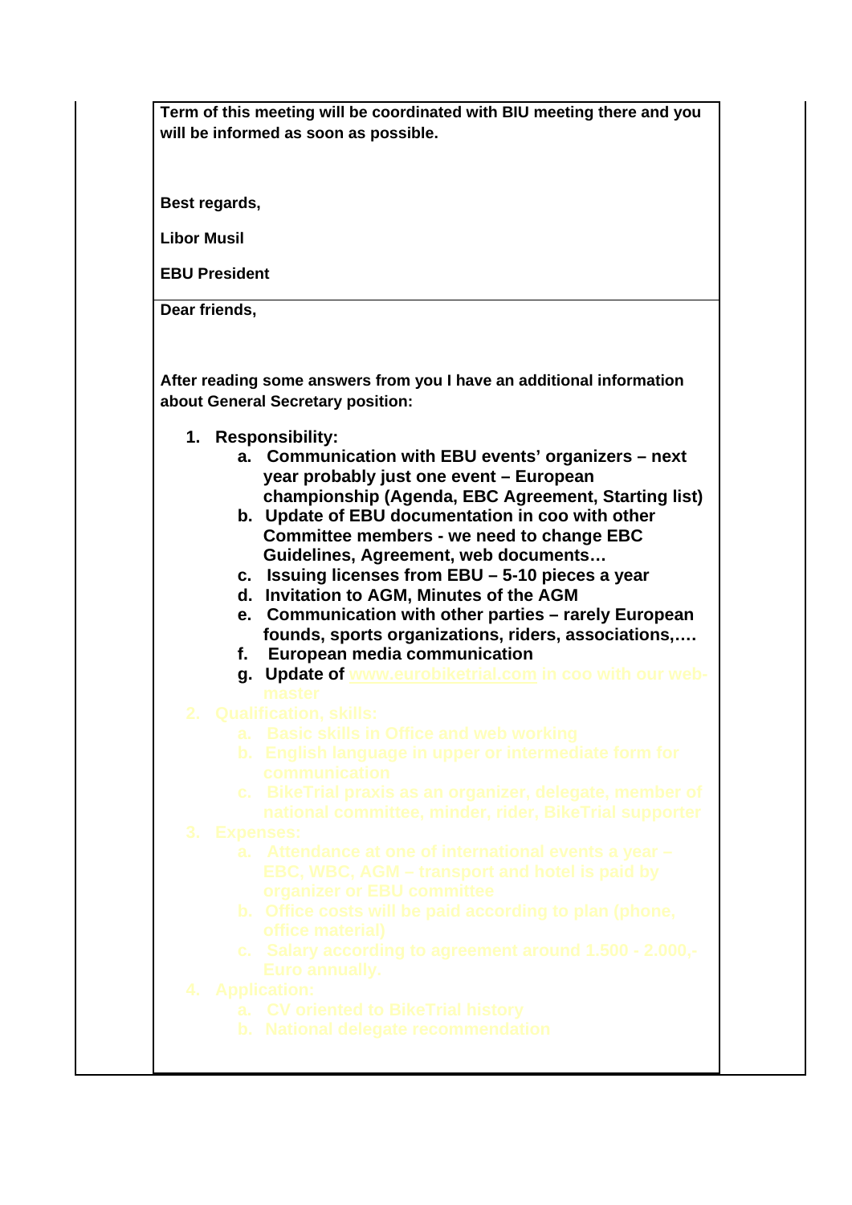**Term of this meeting will be coordinated with BIU meeting there and you will be informed as soon as possible.**

**Best regards,**

**Libor Musil**

**EBU President**

**Dear friends,**

**After reading some answers from you I have an additional information about General Secretary position:**

1. **Responsibility:**
    a. **Communication with EBU events' organizers – next year probably just one event – European championship (Agenda, EBC Agreement, Starting list)**
    b. **Update of EBU documentation in coo with other Committee members - we need to change EBC Guidelines, Agreement, web documents…**
    c. **Issuing licenses from EBU – 5-10 pieces a year**
    d. **Invitation to AGM, Minutes of the AGM**
    e. **Communication with other parties – rarely European founds, sports organizations, riders, associations,….**
    f. **European media communication**
    g. **Update of www.eurobiketrial.com in coo with our web-master**
2. **Qualification, skills:**
    a. **Basic skills in Office and web working**
    b. **English language in upper or intermediate form for communication**
    c. **BikeTrial praxis as an organizer, delegate, member of national committee, minder, rider, BikeTrial supporter**
3. **Expenses:**
    a. **Attendance at one of international events a year – EBC, WBC, AGM – transport and hotel is paid by organizer or EBU committee**
    b. **Office costs will be paid according to plan (phone, office material)**
    c. **Salary according to agreement around 1.500 - 2.000,- Euro annually.**
4. **Application:**
    a. **CV oriented to BikeTrial history**
    b. **National delegate recommendation**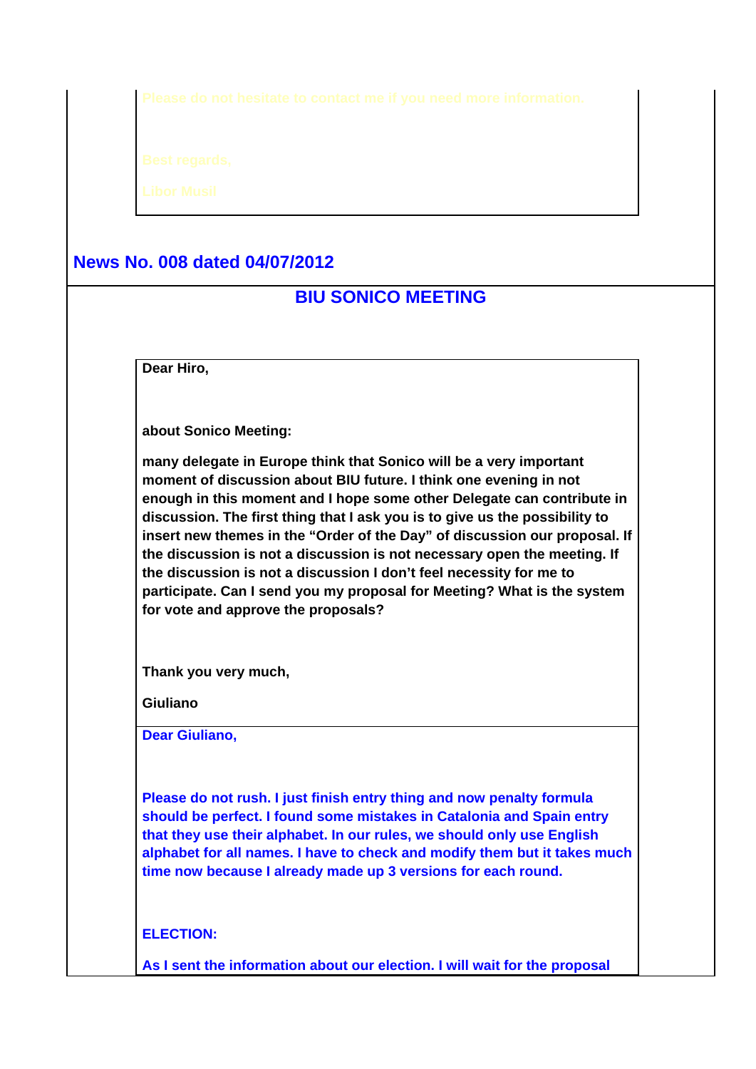Please do not hesitate to contact me if you need more information.

Best regards,

Libor Musil

## News No. 008 dated 04/07/2012

### BIU SONICO MEETING

**Dear Hiro,**

**about Sonico Meeting:**

**many delegate in Europe think that Sonico will be a very important moment of discussion about BIU future. I think one evening in not enough in this moment and I hope some other Delegate can contribute in discussion. The first thing that I ask you is to give us the possibility to insert new themes in the "Order of the Day" of discussion our proposal. If the discussion is not a discussion is not necessary open the meeting. If the discussion is not a discussion I don't feel necessity for me to participate. Can I send you my proposal for Meeting? What is the system for vote and approve the proposals?**

**Thank you very much,**

**Giuliano**

**Dear Giuliano,**

**Please do not rush. I just finish entry thing and now penalty formula should be perfect. I found some mistakes in Catalonia and Spain entry that they use their alphabet. In our rules, we should only use English alphabet for all names. I have to check and modify them but it takes much time now because I already made up 3 versions for each round.**

**ELECTION:**

**As I sent the information about our election. I will wait for the proposal**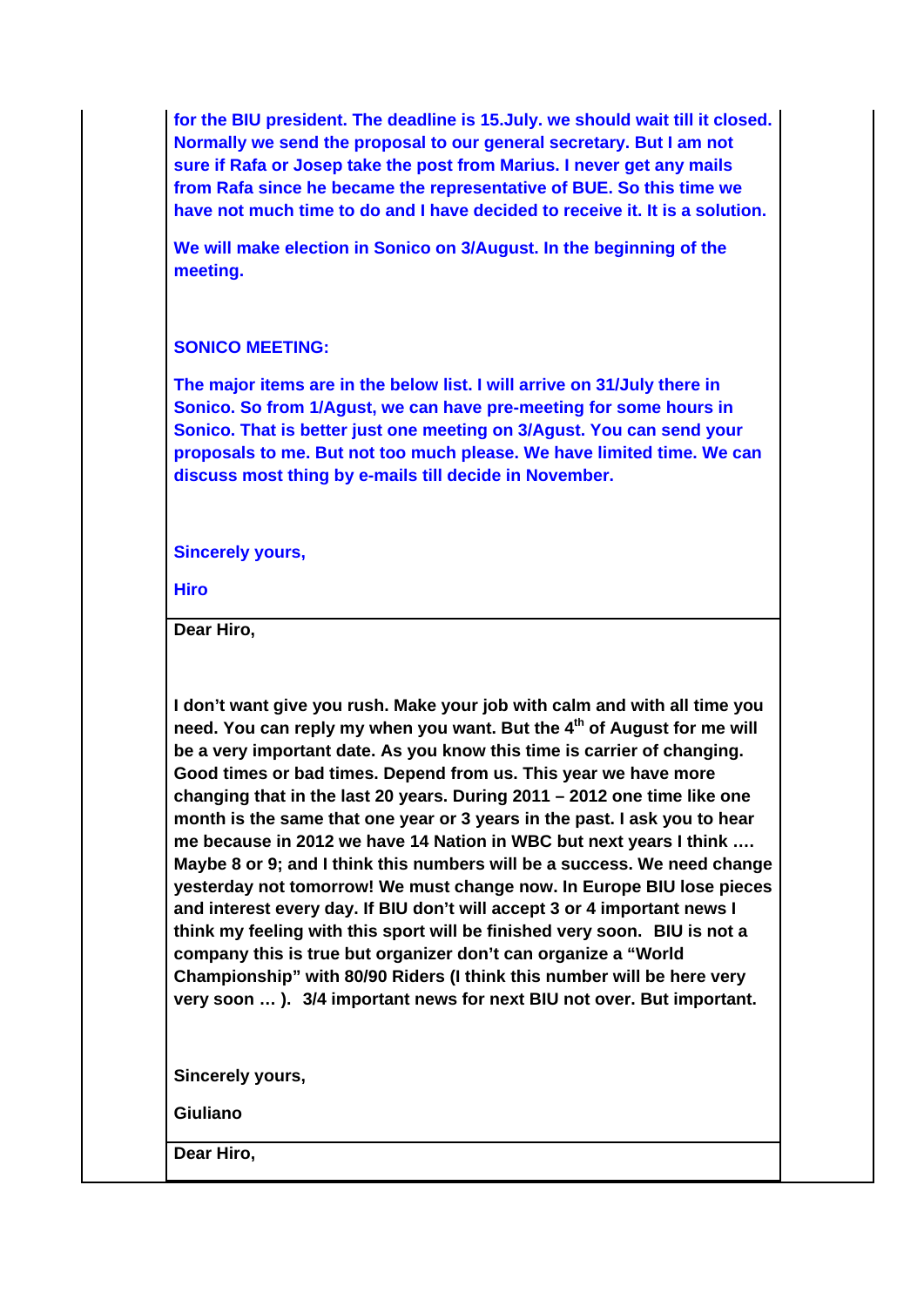**for the BIU president. The deadline is 15.July. we should wait till it closed. Normally we send the proposal to our general secretary. But I am not sure if Rafa or Josep take the post from Marius. I never get any mails from Rafa since he became the representative of BUE. So this time we have not much time to do and I have decided to receive it. It is a solution.**

**We will make election in Sonico on 3/August. In the beginning of the meeting.**

**SONICO MEETING:**

**The major items are in the below list. I will arrive on 31/July there in Sonico. So from 1/Agust, we can have pre-meeting for some hours in Sonico. That is better just one meeting on 3/Agust. You can send your proposals to me. But not too much please. We have limited time. We can discuss most thing by e-mails till decide in November.**

**Sincerely yours,**

**Hiro**

---

**Dear Hiro,**

**I don't want give you rush. Make your job with calm and with all time you need. You can reply my when you want. But the 4th of August for me will be a very important date. As you know this time is carrier of changing. Good times or bad times. Depend from us. This year we have more changing that in the last 20 years. During 2011 – 2012 one time like one month is the same that one year or 3 years in the past. I ask you to hear me because in 2012 we have 14 Nation in WBC but next years I think …. Maybe 8 or 9; and I think this numbers will be a success. We need change yesterday not tomorrow! We must change now. In Europe BIU lose pieces and interest every day. If BIU don't will accept 3 or 4 important news I think my feeling with this sport will be finished very soon. BIU is not a company this is true but organizer don't can organize a "World Championship" with 80/90 Riders (I think this number will be here very very soon … ). 3/4 important news for next BIU not over. But important.**

**Sincerely yours,**

**Giuliano**

---

**Dear Hiro,**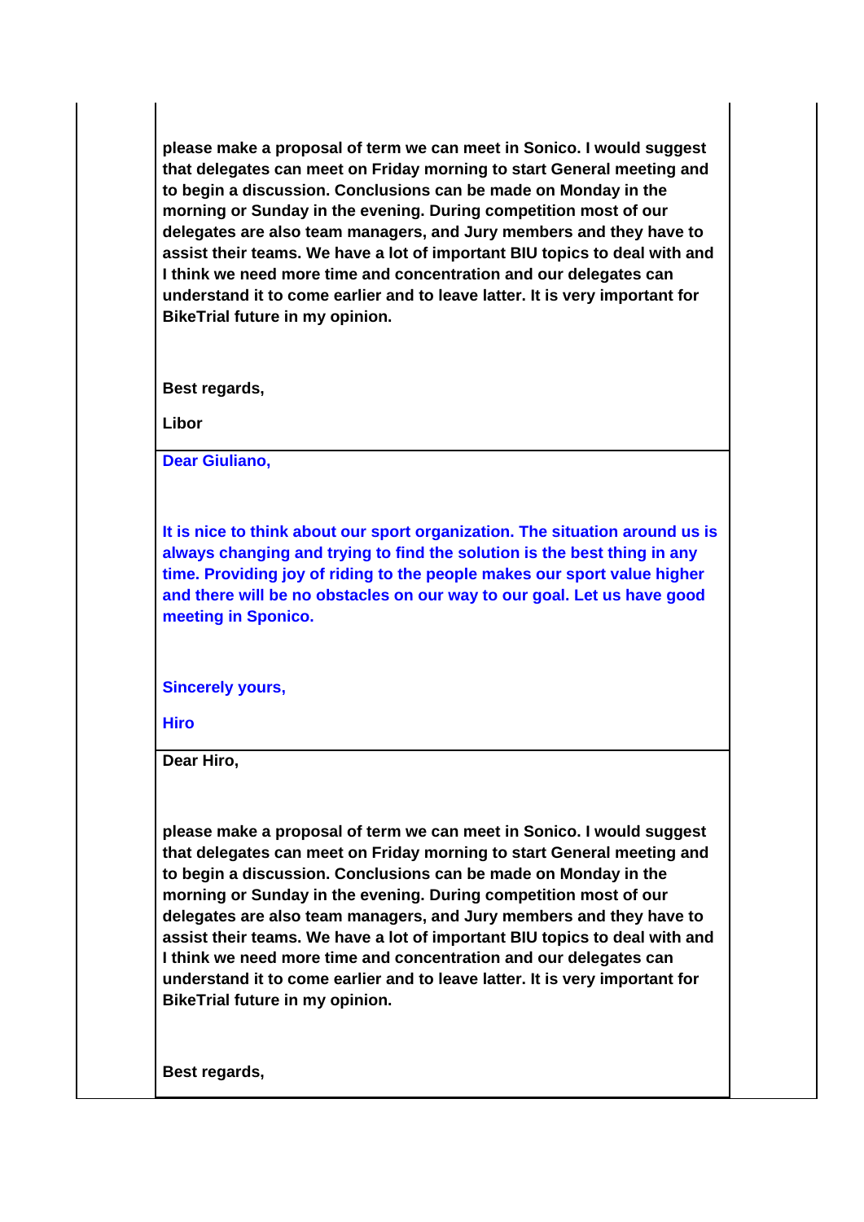**please make a proposal of term we can meet in Sonico. I would suggest that delegates can meet on Friday morning to start General meeting and to begin a discussion. Conclusions can be made on Monday in the morning or Sunday in the evening. During competition most of our delegates are also team managers, and Jury members and they have to assist their teams. We have a lot of important BIU topics to deal with and I think we need more time and concentration and our delegates can understand it to come earlier and to leave latter. It is very important for BikeTrial future in my opinion.**

**Best regards,**

**Libor**

---

**Dear Giuliano,**

**It is nice to think about our sport organization. The situation around us is always changing and trying to find the solution is the best thing in any time. Providing joy of riding to the people makes our sport value higher and there will be no obstacles on our way to our goal. Let us have good meeting in Sponico.**

**Sincerely yours,**

**Hiro**

---

**Dear Hiro,**

**please make a proposal of term we can meet in Sonico. I would suggest that delegates can meet on Friday morning to start General meeting and to begin a discussion. Conclusions can be made on Monday in the morning or Sunday in the evening. During competition most of our delegates are also team managers, and Jury members and they have to assist their teams. We have a lot of important BIU topics to deal with and I think we need more time and concentration and our delegates can understand it to come earlier and to leave latter. It is very important for BikeTrial future in my opinion.**

**Best regards,**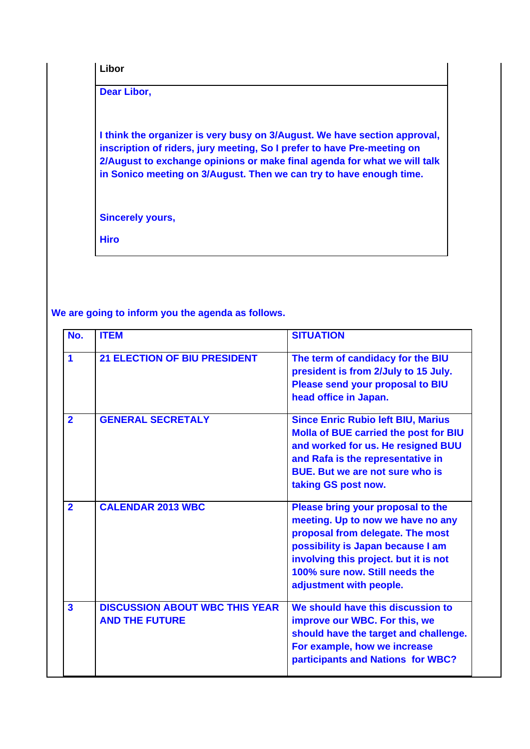**Libor**

**Dear Libor,**

**I think the organizer is very busy on 3/August. We have section approval, inscription of riders, jury meeting, So I prefer to have Pre-meeting on 2/August to exchange opinions or make final agenda for what we will talk in Sonico meeting on 3/August. Then we can try to have enough time.**

**Sincerely yours,**

**Hiro**

**We are going to inform you the agenda as follows.**

| No. | ITEM | SITUATION |
|---|---|---|
| 1 | 21 ELECTION OF BIU PRESIDENT | The term of candidacy for the BIU president is from 2/July to 15 July. Please send your proposal to BIU head office in Japan. |
| 2 | GENERAL SECRETALY | Since Enric Rubio left BIU, Marius Molla of BUE carried the post for BIU and worked for us. He resigned BUU and Rafa is the representative in BUE. But we are not sure who is taking GS post now. |
| 2 | CALENDAR 2013 WBC | Please bring your proposal to the meeting. Up to now we have no any proposal from delegate. The most possibility is Japan because I am involving this project. but it is not 100% sure now. Still needs the adjustment with people. |
| 3 | DISCUSSION ABOUT WBC THIS YEAR AND THE FUTURE | We should have this discussion to improve our WBC. For this, we should have the target and challenge. For example, how we increase participants and Nations for WBC? |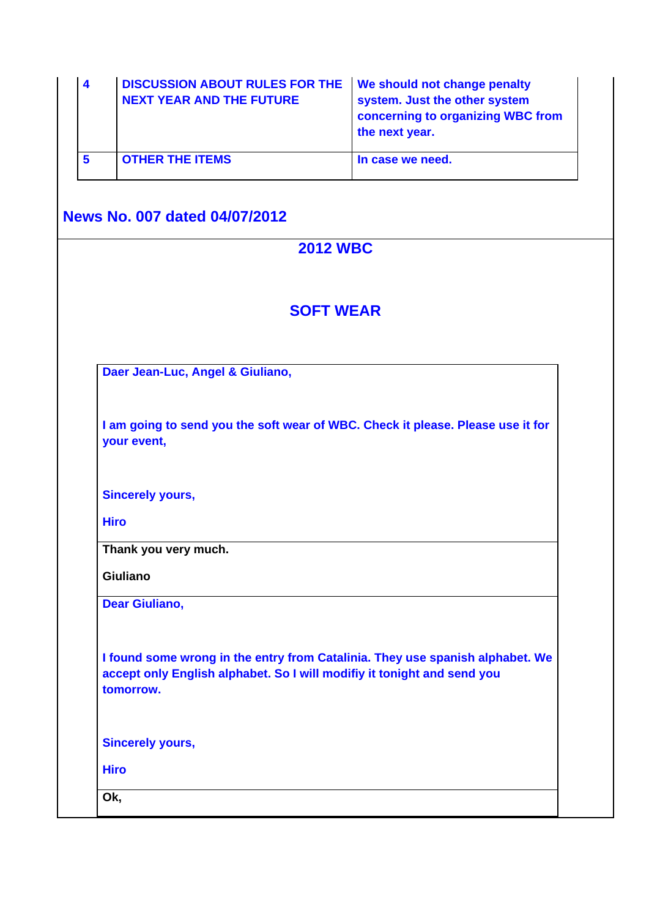| 4 | DISCUSSION ABOUT RULES FOR THE NEXT YEAR AND THE FUTURE | We should not change penalty system. Just the other system concerning to organizing WBC from the next year. |
|---|---|---|
| 5 | OTHER THE ITEMS | In case we need. |

## News No. 007 dated 04/07/2012

### 2012 WBC

### SOFT WEAR

| |
|---|
| Daer Jean-Luc, Angel & Giuliano,<br><br>I am going to send you the soft wear of WBC. Check it please. Please use it for your event,<br><br>Sincerely yours,<br><br>Hiro |
| Thank you very much.<br><br>Giuliano |
| Dear Giuliano,<br><br>I found some wrong in the entry from Catalinia. They use spanish alphabet. We accept only English alphabet. So I will modifiy it tonight and send you tomorrow.<br><br>Sincerely yours,<br><br>Hiro |
| Ok, |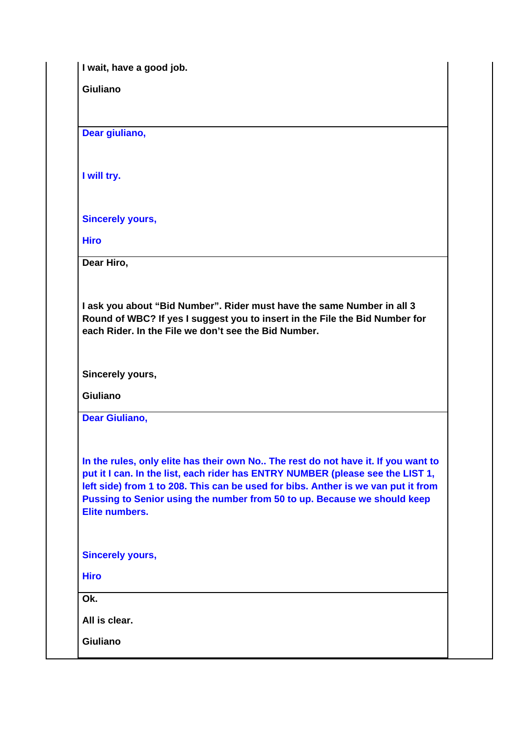**I wait, have a good job.**

**Giuliano**

---

**Dear giuliano,**

**I will try.**

**Sincerely yours,**

**Hiro**

---

**Dear Hiro,**

**I ask you about "Bid Number". Rider must have the same Number in all 3 Round of WBC? If yes I suggest you to insert in the File the Bid Number for each Rider. In the File we don't see the Bid Number.**

**Sincerely yours,**

**Giuliano**

---

**Dear Giuliano,**

**In the rules, only elite has their own No.. The rest do not have it. If you want to put it I can. In the list, each rider has ENTRY NUMBER (please see the LIST 1, left side) from 1 to 208. This can be used for bibs. Anther is we van put it from Pussing to Senior using the number from 50 to up. Because we should keep Elite numbers.**

**Sincerely yours,**

**Hiro**

---

**Ok.**

**All is clear.**

**Giuliano**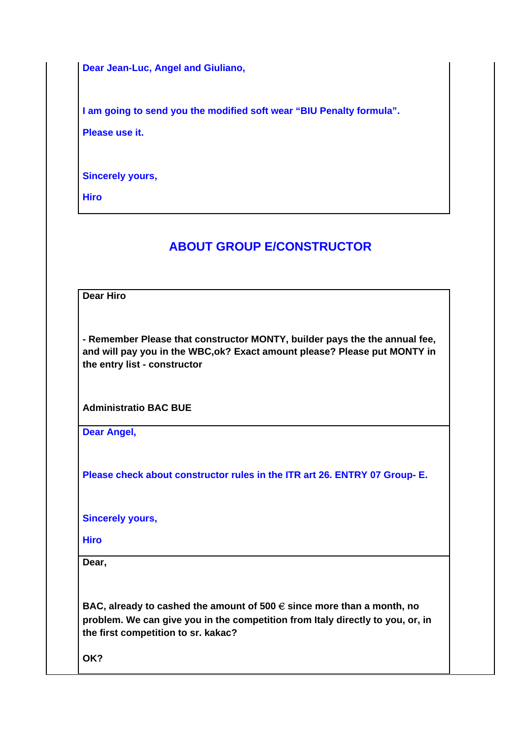Dear Jean-Luc, Angel and Giuliano,

I am going to send you the modified soft wear “BIU Penalty formula”.

Please use it.

Sincerely yours,

Hiro

## ABOUT GROUP E/CONSTRUCTOR

**Dear Hiro**

**- Remember Please that constructor MONTY, builder pays the the annual fee, and will pay you in the WBC,ok? Exact amount please? Please put MONTY in the entry list - constructor**

**Administratio BAC BUE**

Dear Angel,

Please check about constructor rules in the ITR art 26. ENTRY 07 Group- E.

Sincerely yours,

Hiro

**Dear,**

**BAC, already to cashed the amount of 500 € since more than a month, no problem. We can give you in the competition from Italy directly to you, or, in the first competition to sr. kakac?**

**OK?**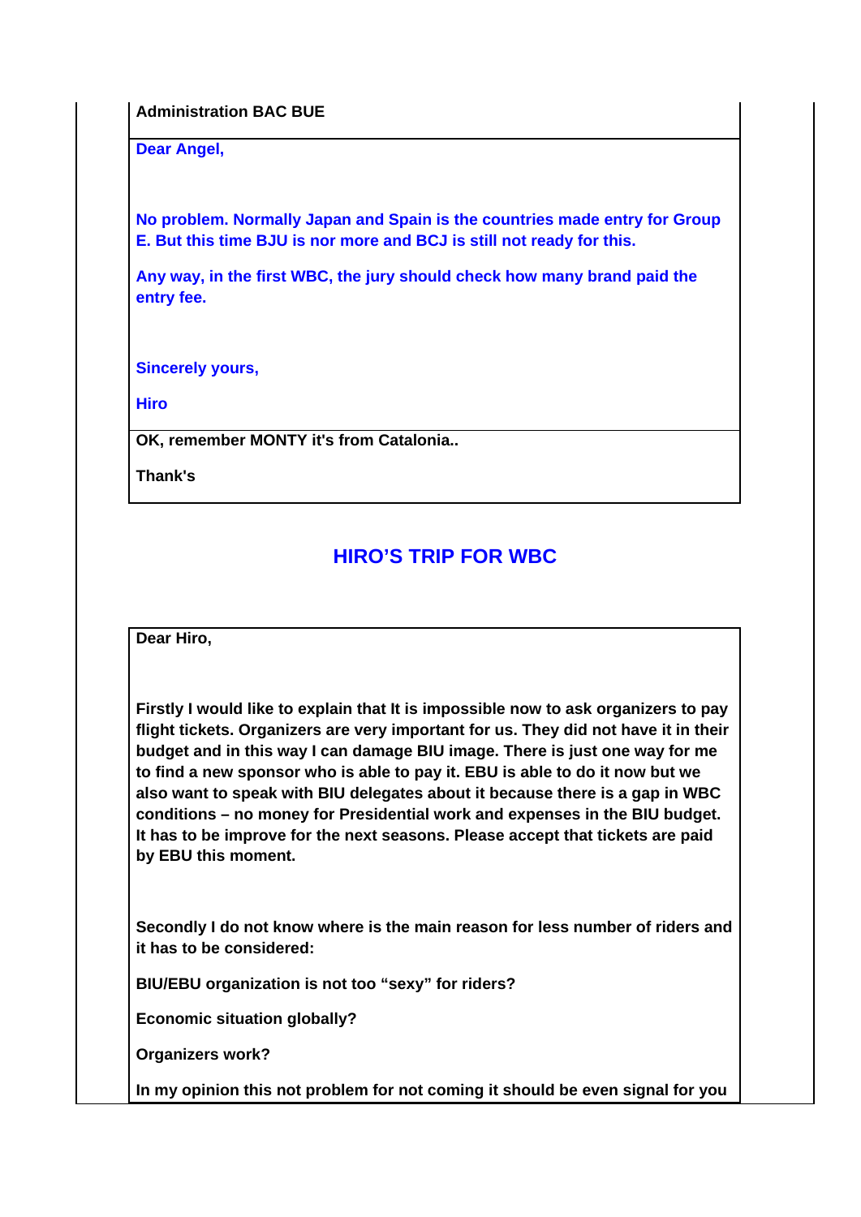**Administration BAC BUE**

**Dear Angel,**

**No problem. Normally Japan and Spain is the countries made entry for Group E. But this time BJU is nor more and BCJ is still not ready for this.**

**Any way, in the first WBC, the jury should check how many brand paid the entry fee.**

**Sincerely yours,**

**Hiro**

**OK, remember MONTY it's from Catalonia..**

**Thank's**

## HIRO'S TRIP FOR WBC

**Dear Hiro,**

**Firstly I would like to explain that It is impossible now to ask organizers to pay flight tickets. Organizers are very important for us. They did not have it in their budget and in this way I can damage BIU image. There is just one way for me to find a new sponsor who is able to pay it. EBU is able to do it now but we also want to speak with BIU delegates about it because there is a gap in WBC conditions – no money for Presidential work and expenses in the BIU budget. It has to be improve for the next seasons. Please accept that tickets are paid by EBU this moment.**

**Secondly I do not know where is the main reason for less number of riders and it has to be considered:**

**BIU/EBU organization is not too "sexy" for riders?**

**Economic situation globally?**

**Organizers work?**

**In my opinion this not problem for not coming it should be even signal for you**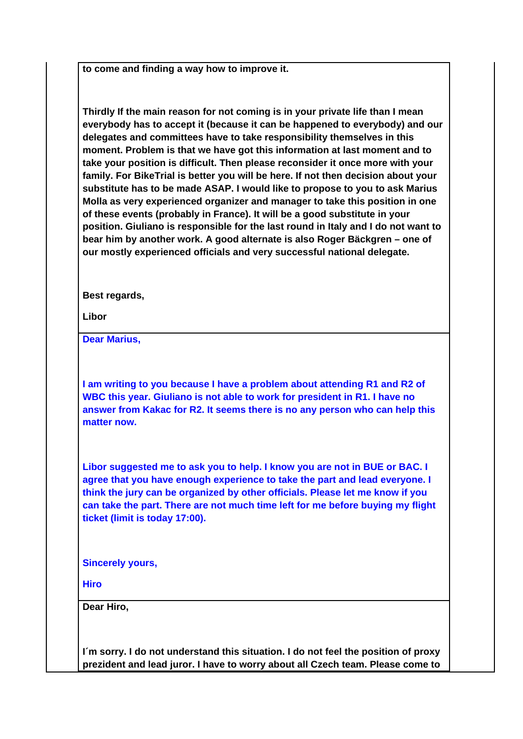**to come and finding a way how to improve it.**

**Thirdly If the main reason for not coming is in your private life than I mean everybody has to accept it (because it can be happened to everybody) and our delegates and committees have to take responsibility themselves in this moment. Problem is that we have got this information at last moment and to take your position is difficult. Then please reconsider it once more with your family. For BikeTrial is better you will be here. If not then decision about your substitute has to be made ASAP. I would like to propose to you to ask Marius Molla as very experienced organizer and manager to take this position in one of these events (probably in France). It will be a good substitute in your position. Giuliano is responsible for the last round in Italy and I do not want to bear him by another work. A good alternate is also Roger Bäckgren – one of our mostly experienced officials and very successful national delegate.**

**Best regards,**

**Libor**

**Dear Marius,**

**I am writing to you because I have a problem about attending R1 and R2 of WBC this year. Giuliano is not able to work for president in R1. I have no answer from Kakac for R2. It seems there is no any person who can help this matter now.**

**Libor suggested me to ask you to help. I know you are not in BUE or BAC. I agree that you have enough experience to take the part and lead everyone. I think the jury can be organized by other officials. Please let me know if you can take the part. There are not much time left for me before buying my flight ticket (limit is today 17:00).**

**Sincerely yours,**

**Hiro**

**Dear Hiro,**

**I´m sorry. I do not understand this situation. I do not feel the position of proxy prezident and lead juror. I have to worry about all Czech team. Please come to**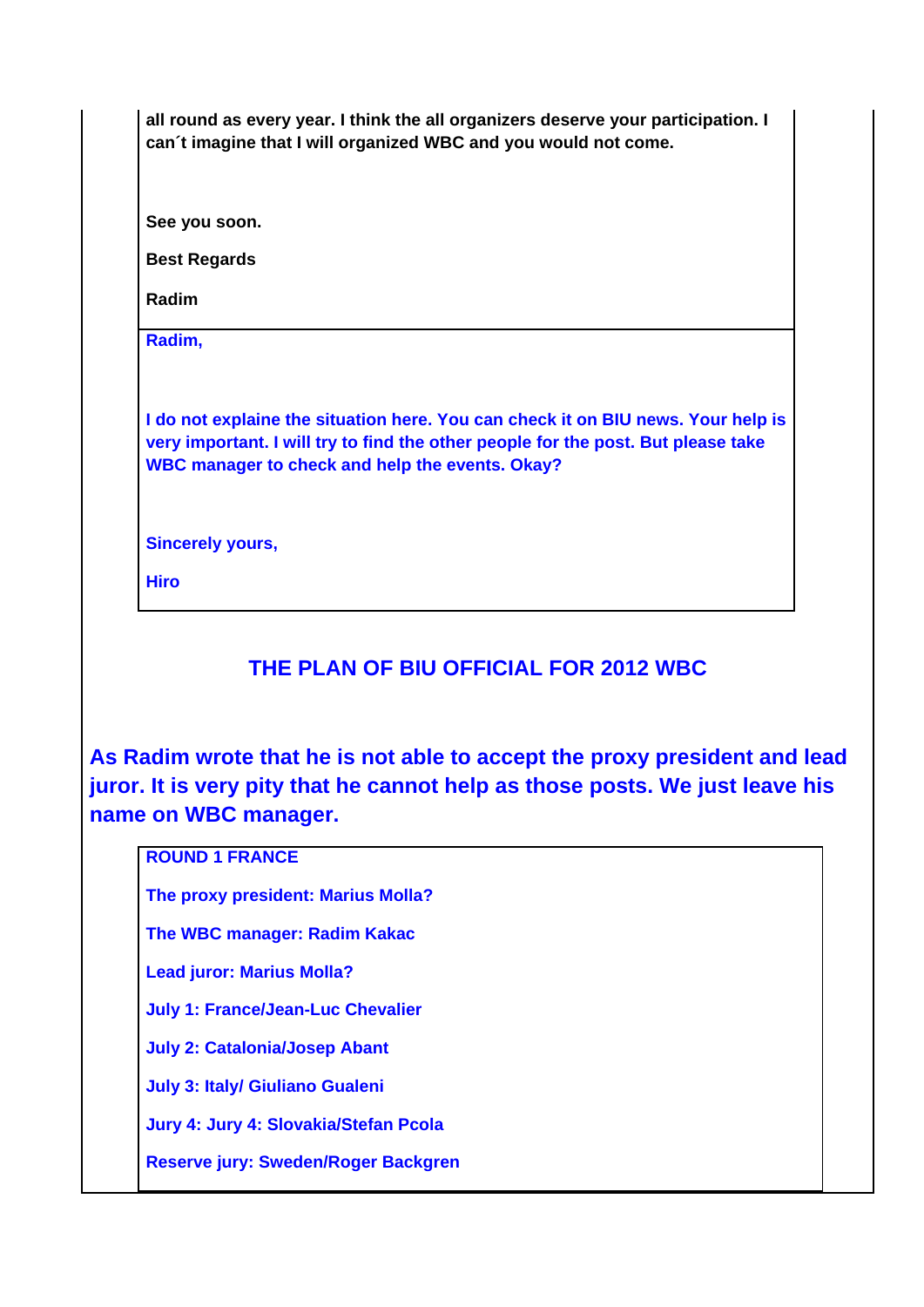**all round as every year. I think the all organizers deserve your participation. I can´t imagine that I will organized WBC and you would not come.**

**See you soon.**

**Best Regards**

**Radim**

---

**Radim,**

**I do not explain the situation here. You can check it on BIU news. Your help is very important. I will try to find the other people for the post. But please take WBC manager to check and help the events. Okay?**

**Sincerely yours,**

**Hiro**

## THE PLAN OF BIU OFFICIAL FOR 2012 WBC

**As Radim wrote that he is not able to accept the proxy president and lead juror. It is very pity that he cannot help as those posts. We just leave his name on WBC manager.**

**ROUND 1 FRANCE**

**The proxy president: Marius Molla?**

**The WBC manager: Radim Kakac**

**Lead juror: Marius Molla?**

**July 1: France/Jean-Luc Chevalier**

**July 2: Catalonia/Josep Abant**

**July 3: Italy/ Giuliano Gualeni**

**Jury 4: Jury 4: Slovakia/Stefan Pcola**

**Reserve jury: Sweden/Roger Backgren**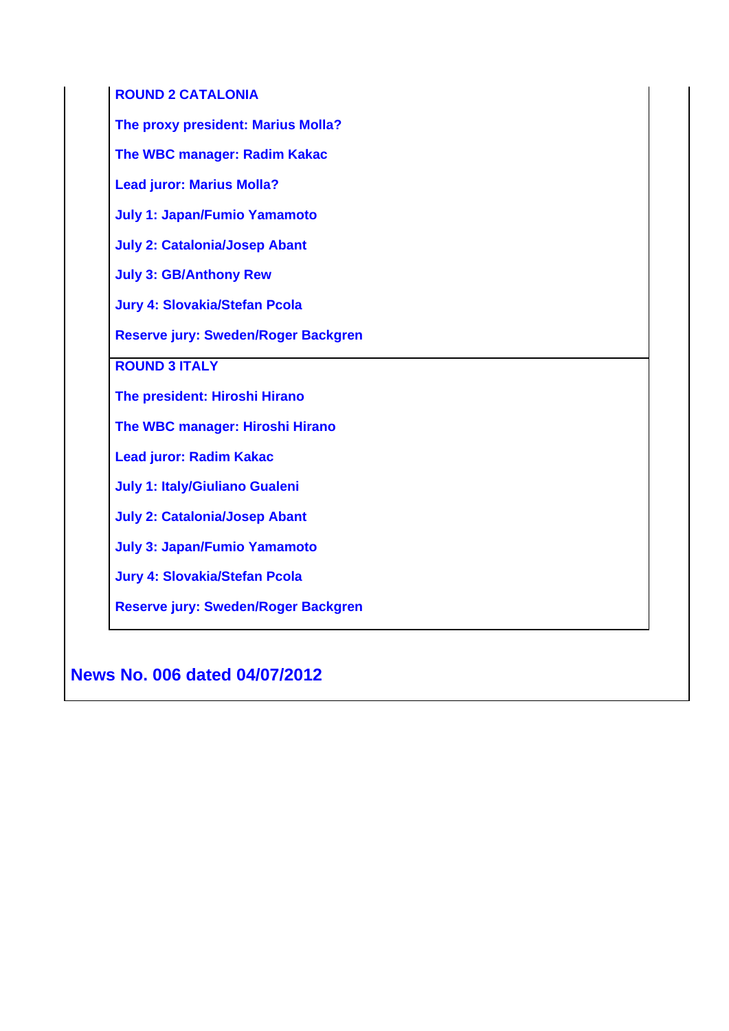**ROUND 2 CATALONIA**

**The proxy president: Marius Molla?**

**The WBC manager: Radim Kakac**

**Lead juror: Marius Molla?**

**July 1: Japan/Fumio Yamamoto**

**July 2: Catalonia/Josep Abant**

**July 3: GB/Anthony Rew**

**Jury 4: Slovakia/Stefan Pcola**

**Reserve jury: Sweden/Roger Backgren**

**ROUND 3 ITALY**

**The president: Hiroshi Hirano**

**The WBC manager: Hiroshi Hirano**

**Lead juror: Radim Kakac**

**July 1: Italy/Giuliano Gualeni**

**July 2: Catalonia/Josep Abant**

**July 3: Japan/Fumio Yamamoto**

**Jury 4: Slovakia/Stefan Pcola**

**Reserve jury: Sweden/Roger Backgren**

## News No. 006 dated 04/07/2012